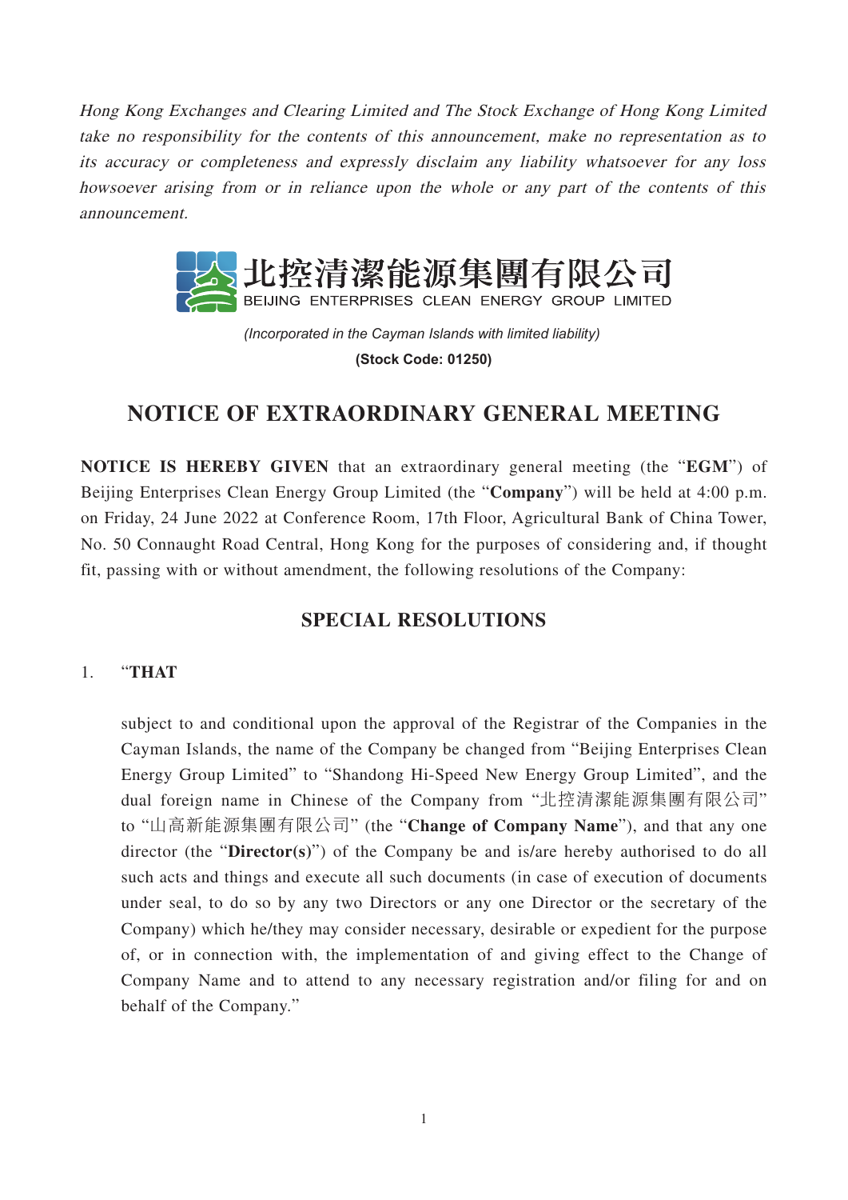*Hong Kong Exchanges and Clearing Limited and The Stock Exchange of Hong Kong Limited take no responsibility for the contents of this announcement, make no representation as to its accuracy or completeness and expressly disclaim any liability whatsoever for any loss howsoever arising from or in reliance upon the whole or any part of the contents of this announcement.*

# 北控清潔能源集團有限公司
BEIJING ENTERPRISES CLEAN ENERGY GROUP LIMITED

*(Incorporated in the Cayman Islands with limited liability)*

**(Stock Code: 01250)**

# NOTICE OF EXTRAORDINARY GENERAL MEETING

**NOTICE IS HEREBY GIVEN** that an extraordinary general meeting (the "**EGM**") of Beijing Enterprises Clean Energy Group Limited (the "**Company**") will be held at 4:00 p.m. on Friday, 24 June 2022 at Conference Room, 17th Floor, Agricultural Bank of China Tower, No. 50 Connaught Road Central, Hong Kong for the purposes of considering and, if thought fit, passing with or without amendment, the following resolutions of the Company:

## SPECIAL RESOLUTIONS

1. "**THAT**

   subject to and conditional upon the approval of the Registrar of the Companies in the Cayman Islands, the name of the Company be changed from "Beijing Enterprises Clean Energy Group Limited" to "Shandong Hi-Speed New Energy Group Limited", and the dual foreign name in Chinese of the Company from "北控清潔能源集團有限公司" to "山高新能源集團有限公司" (the "**Change of Company Name**"), and that any one director (the "**Director(s)**") of the Company be and is/are hereby authorised to do all such acts and things and execute all such documents (in case of execution of documents under seal, to do so by any two Directors or any one Director or the secretary of the Company) which he/they may consider necessary, desirable or expedient for the purpose of, or in connection with, the implementation of and giving effect to the Change of Company Name and to attend to any necessary registration and/or filing for and on behalf of the Company."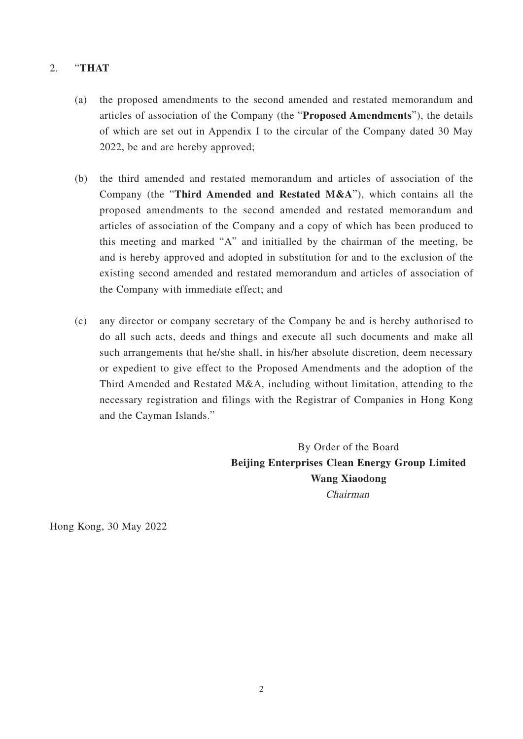2. "**THAT**

   (a) the proposed amendments to the second amended and restated memorandum and articles of association of the Company (the "**Proposed Amendments**"), the details of which are set out in Appendix I to the circular of the Company dated 30 May 2022, be and are hereby approved;

   (b) the third amended and restated memorandum and articles of association of the Company (the "**Third Amended and Restated M&A**"), which contains all the proposed amendments to the second amended and restated memorandum and articles of association of the Company and a copy of which has been produced to this meeting and marked "A" and initialled by the chairman of the meeting, be and is hereby approved and adopted in substitution for and to the exclusion of the existing second amended and restated memorandum and articles of association of the Company with immediate effect; and

   (c) any director or company secretary of the Company be and is hereby authorised to do all such acts, deeds and things and execute all such documents and make all such arrangements that he/she shall, in his/her absolute discretion, deem necessary or expedient to give effect to the Proposed Amendments and the adoption of the Third Amended and Restated M&A, including without limitation, attending to the necessary registration and filings with the Registrar of Companies in Hong Kong and the Cayman Islands."

By Order of the Board
**Beijing Enterprises Clean Energy Group Limited**
**Wang Xiaodong**
*Chairman*

Hong Kong, 30 May 2022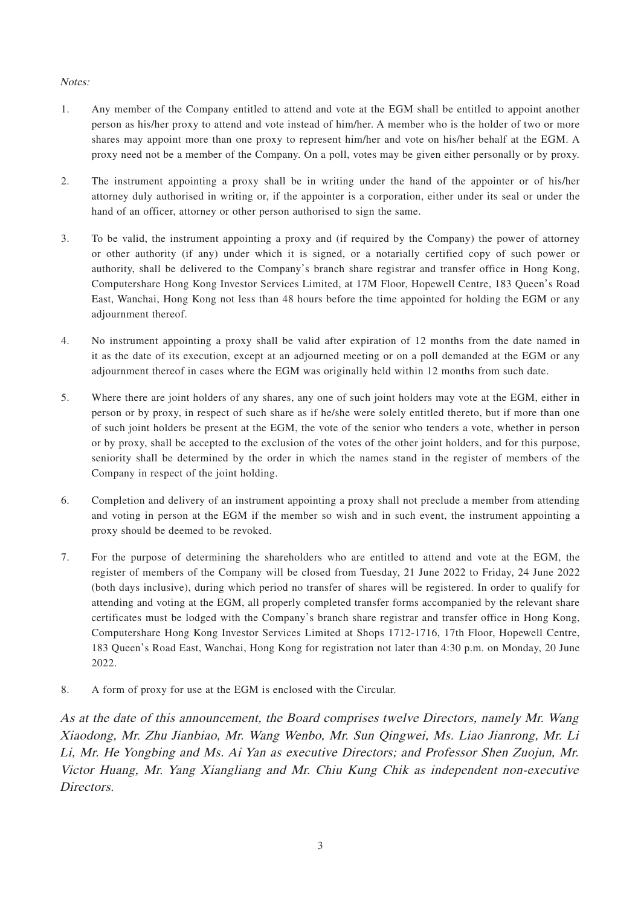*Notes:*

1. Any member of the Company entitled to attend and vote at the EGM shall be entitled to appoint another person as his/her proxy to attend and vote instead of him/her. A member who is the holder of two or more shares may appoint more than one proxy to represent him/her and vote on his/her behalf at the EGM. A proxy need not be a member of the Company. On a poll, votes may be given either personally or by proxy.

2. The instrument appointing a proxy shall be in writing under the hand of the appointer or of his/her attorney duly authorised in writing or, if the appointer is a corporation, either under its seal or under the hand of an officer, attorney or other person authorised to sign the same.

3. To be valid, the instrument appointing a proxy and (if required by the Company) the power of attorney or other authority (if any) under which it is signed, or a notarially certified copy of such power or authority, shall be delivered to the Company's branch share registrar and transfer office in Hong Kong, Computershare Hong Kong Investor Services Limited, at 17M Floor, Hopewell Centre, 183 Queen's Road East, Wanchai, Hong Kong not less than 48 hours before the time appointed for holding the EGM or any adjournment thereof.

4. No instrument appointing a proxy shall be valid after expiration of 12 months from the date named in it as the date of its execution, except at an adjourned meeting or on a poll demanded at the EGM or any adjournment thereof in cases where the EGM was originally held within 12 months from such date.

5. Where there are joint holders of any shares, any one of such joint holders may vote at the EGM, either in person or by proxy, in respect of such share as if he/she were solely entitled thereto, but if more than one of such joint holders be present at the EGM, the vote of the senior who tenders a vote, whether in person or by proxy, shall be accepted to the exclusion of the votes of the other joint holders, and for this purpose, seniority shall be determined by the order in which the names stand in the register of members of the Company in respect of the joint holding.

6. Completion and delivery of an instrument appointing a proxy shall not preclude a member from attending and voting in person at the EGM if the member so wish and in such event, the instrument appointing a proxy should be deemed to be revoked.

7. For the purpose of determining the shareholders who are entitled to attend and vote at the EGM, the register of members of the Company will be closed from Tuesday, 21 June 2022 to Friday, 24 June 2022 (both days inclusive), during which period no transfer of shares will be registered. In order to qualify for attending and voting at the EGM, all properly completed transfer forms accompanied by the relevant share certificates must be lodged with the Company's branch share registrar and transfer office in Hong Kong, Computershare Hong Kong Investor Services Limited at Shops 1712-1716, 17th Floor, Hopewell Centre, 183 Queen's Road East, Wanchai, Hong Kong for registration not later than 4:30 p.m. on Monday, 20 June 2022.

8. A form of proxy for use at the EGM is enclosed with the Circular.

*As at the date of this announcement, the Board comprises twelve Directors, namely Mr. Wang Xiaodong, Mr. Zhu Jianbiao, Mr. Wang Wenbo, Mr. Sun Qingwei, Ms. Liao Jianrong, Mr. Li Li, Mr. He Yongbing and Ms. Ai Yan as executive Directors; and Professor Shen Zuojun, Mr. Victor Huang, Mr. Yang Xiangliang and Mr. Chiu Kung Chik as independent non-executive Directors.*